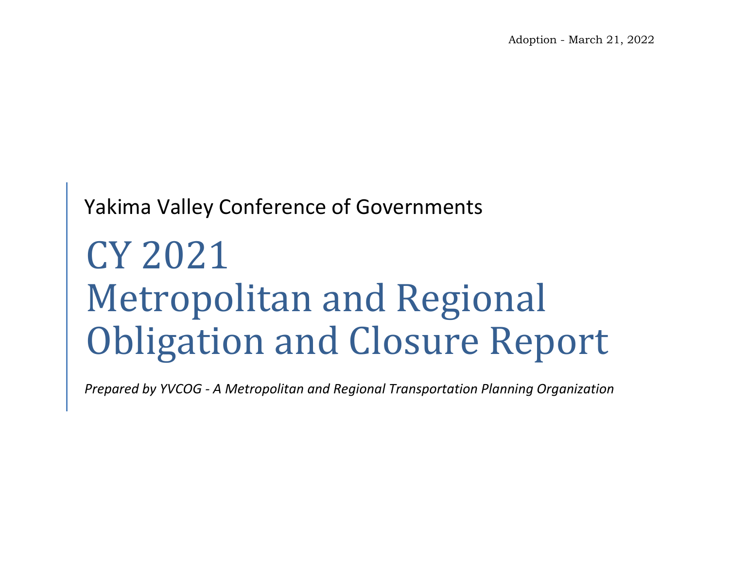Adoption - March 21, 2022

Yakima Valley Conference of Governments

# CY 2021 Metropolitan and Regional Obligation and Closure Report

*Prepared by YVCOG - A Metropolitan and Regional Transportation Planning Organization*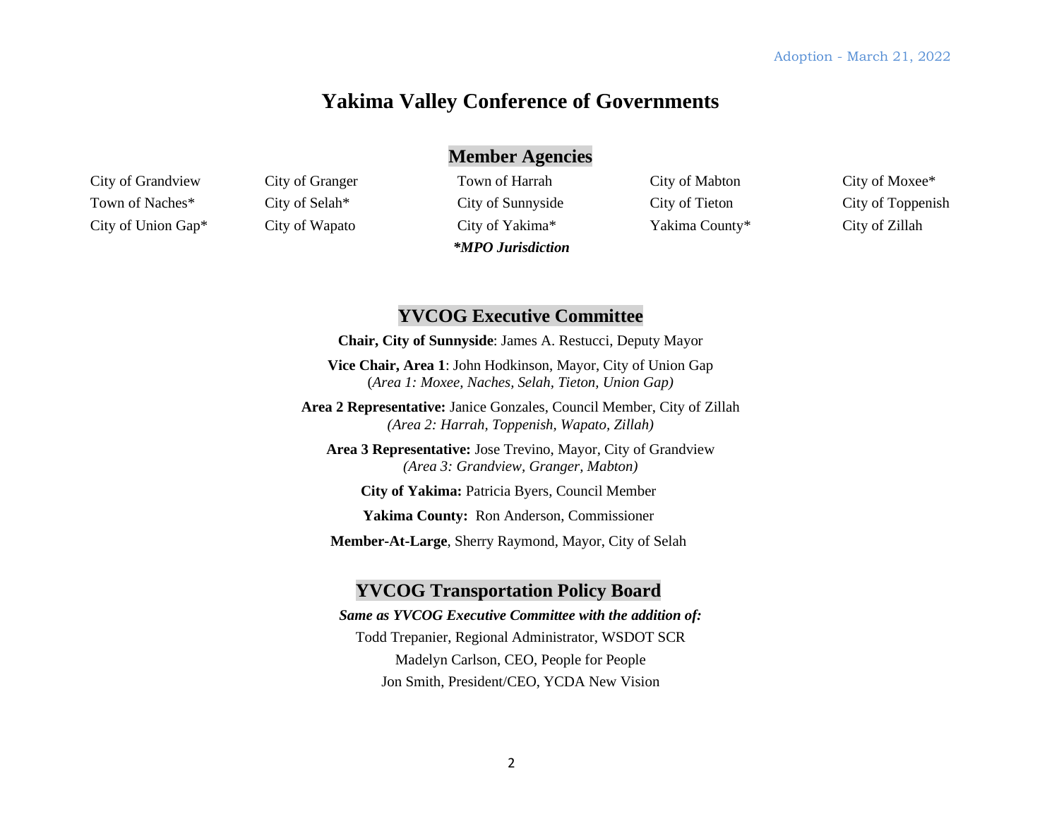Adoption - March 21, 2022

# Yakima Valley Conference of Governments

## Member Agencies

| | | | | |
|---|---|---|---|---|
| City of Grandview | City of Granger | Town of Harrah | City of Mabton | City of Moxee* |
| Town of Naches* | City of Selah* | City of Sunnyside | City of Tieton | City of Toppenish |
| City of Union Gap* | City of Wapato | City of Yakima* | Yakima County* | City of Zillah |

***MPO Jurisdiction**

## YVCOG Executive Committee

**Chair, City of Sunnyside**: James A. Restucci, Deputy Mayor

**Vice Chair, Area 1**: John Hodkinson, Mayor, City of Union Gap
(*Area 1: Moxee, Naches, Selah, Tieton, Union Gap)*

**Area 2 Representative:** Janice Gonzales, Council Member, City of Zillah
*(Area 2: Harrah, Toppenish, Wapato, Zillah)*

**Area 3 Representative:** Jose Trevino, Mayor, City of Grandview
*(Area 3: Grandview, Granger, Mabton)*

**City of Yakima:** Patricia Byers, Council Member

**Yakima County:** Ron Anderson, Commissioner

**Member-At-Large**, Sherry Raymond, Mayor, City of Selah

## YVCOG Transportation Policy Board

***Same as YVCOG Executive Committee with the addition of:***

Todd Trepanier, Regional Administrator, WSDOT SCR

Madelyn Carlson, CEO, People for People

Jon Smith, President/CEO, YCDA New Vision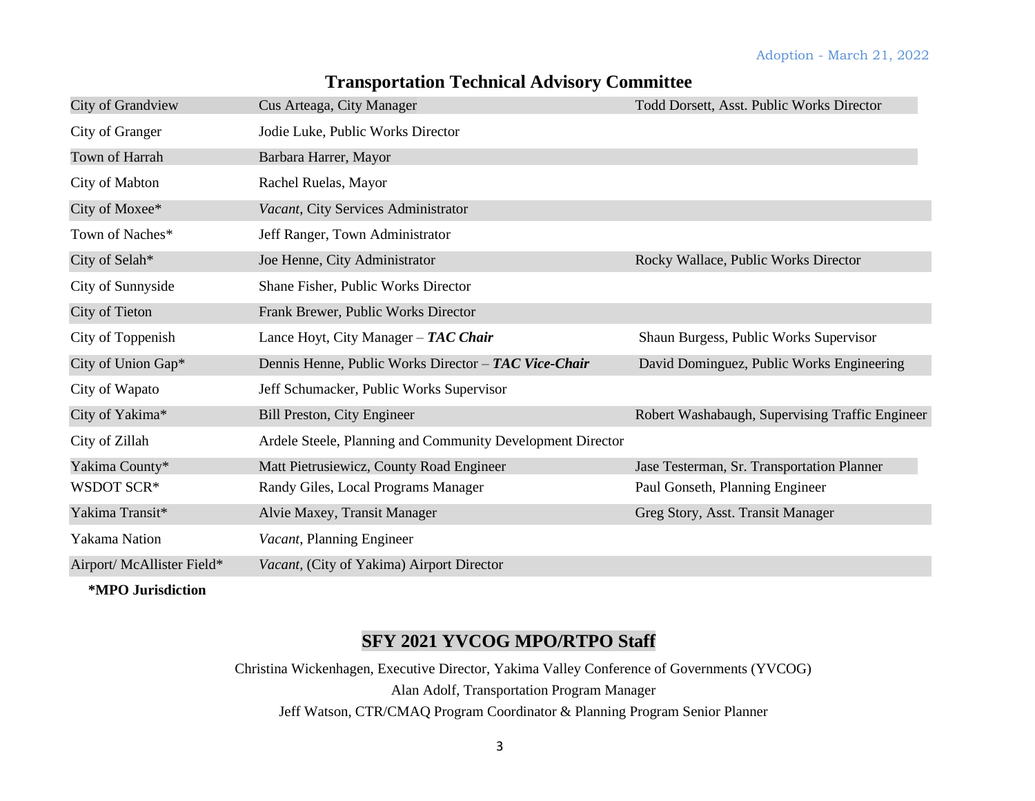Adoption - March 21, 2022

## Transportation Technical Advisory Committee

| | | |
|---|---|---|
| City of Grandview | Cus Arteaga, City Manager | Todd Dorsett, Asst. Public Works Director |
| City of Granger | Jodie Luke, Public Works Director | |
| Town of Harrah | Barbara Harrer, Mayor | |
| City of Mabton | Rachel Ruelas, Mayor | |
| City of Moxee* | *Vacant*, City Services Administrator | |
| Town of Naches* | Jeff Ranger, Town Administrator | |
| City of Selah* | Joe Henne, City Administrator | Rocky Wallace, Public Works Director |
| City of Sunnyside | Shane Fisher, Public Works Director | |
| City of Tieton | Frank Brewer, Public Works Director | |
| City of Toppenish | Lance Hoyt, City Manager – ***TAC Chair*** | Shaun Burgess, Public Works Supervisor |
| City of Union Gap* | Dennis Henne, Public Works Director – ***TAC Vice-Chair*** | David Dominguez, Public Works Engineering |
| City of Wapato | Jeff Schumacker, Public Works Supervisor | |
| City of Yakima* | Bill Preston, City Engineer | Robert Washabaugh, Supervising Traffic Engineer |
| City of Zillah | Ardele Steele, Planning and Community Development Director | |
| Yakima County* | Matt Pietrusiewicz, County Road Engineer | Jase Testerman, Sr. Transportation Planner |
| WSDOT SCR* | Randy Giles, Local Programs Manager | Paul Gonseth, Planning Engineer |
| Yakima Transit* | Alvie Maxey, Transit Manager | Greg Story, Asst. Transit Manager |
| Yakama Nation | *Vacant*, Planning Engineer | |
| Airport/ McAllister Field* | *Vacant*, (City of Yakima) Airport Director | |

**\*MPO Jurisdiction**

## SFY 2021 YVCOG MPO/RTPO Staff

Christina Wickenhagen, Executive Director, Yakima Valley Conference of Governments (YVCOG)

Alan Adolf, Transportation Program Manager

Jeff Watson, CTR/CMAQ Program Coordinator & Planning Program Senior Planner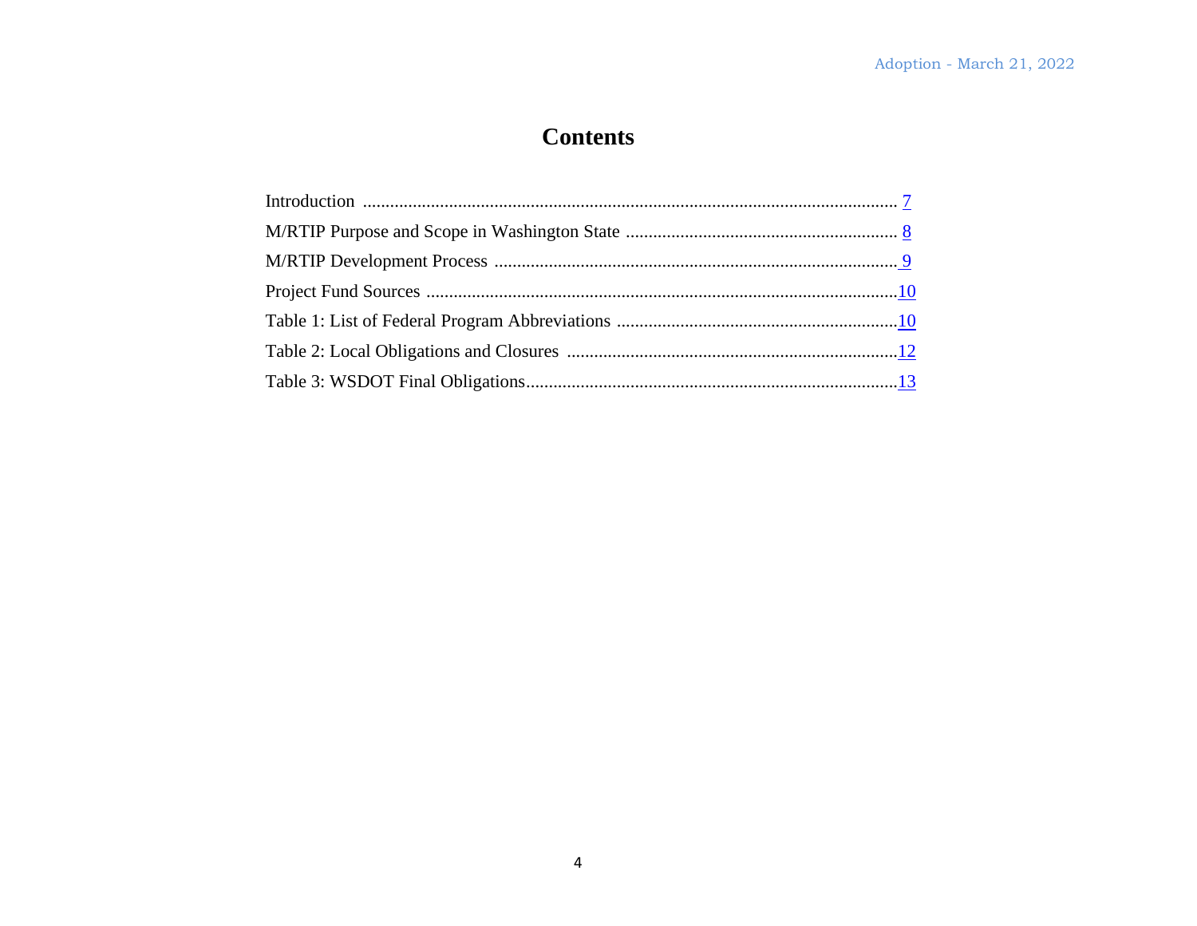# Contents

Introduction ........................................................................................................................ 7
M/RTIP Purpose and Scope in Washington State ............................................................ 8
M/RTIP Development Process .......................................................................................... 9
Project Fund Sources ........................................................................................................10
Table 1: List of Federal Program Abbreviations ..............................................................10
Table 2: Local Obligations and Closures .........................................................................12
Table 3: WSDOT Final Obligations..................................................................................13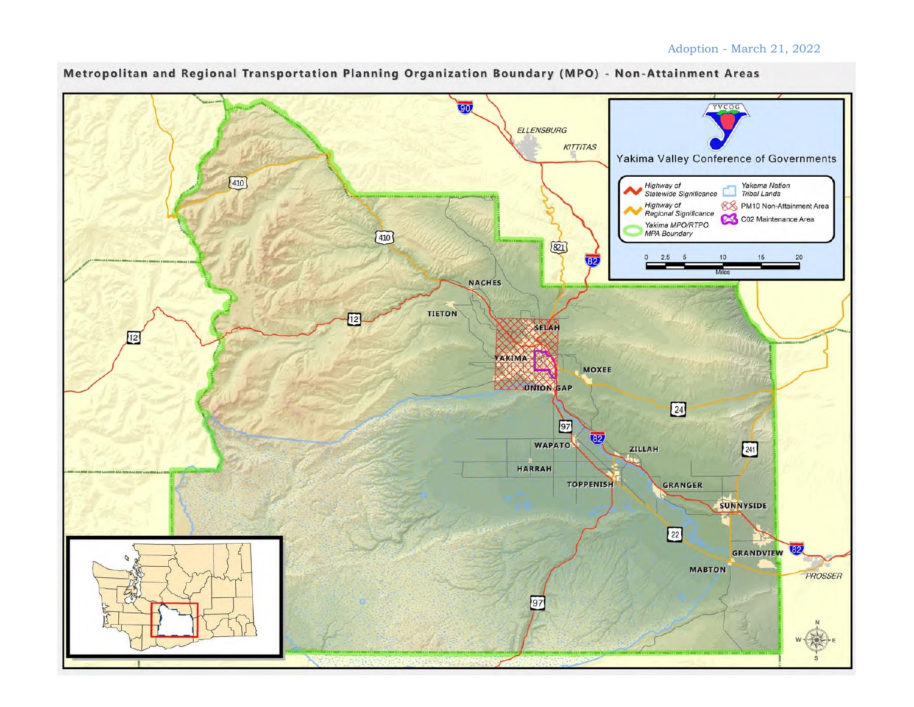Adoption - March 21, 2022

## Metropolitan and Regional Transportation Planning Organization Boundary (MPO) - Non-Attainment Areas

Yakima Valley Conference of Governments

- Highway of Statewide Significance
- Highway of Regional Significance
- Yakima MPO/RTPO MPA Boundary
- Yakama Nation Tribal Lands
- PM10 Non-Attainment Area
- C02 Maintenance Area

0 2.5 5 10 15 20 Miles

ELLENSBURG, KITTITAS, NACHES, TIETON, SELAH, YAKIMA, MOXEE, UNION GAP, WAPATO, ZILLAH, HARRAH, TOPPENISH, GRANGER, SUNNYSIDE, GRANDVIEW, MABTON, PROSSER

90, 410, 821, 82, 12, 24, 97, 241, 22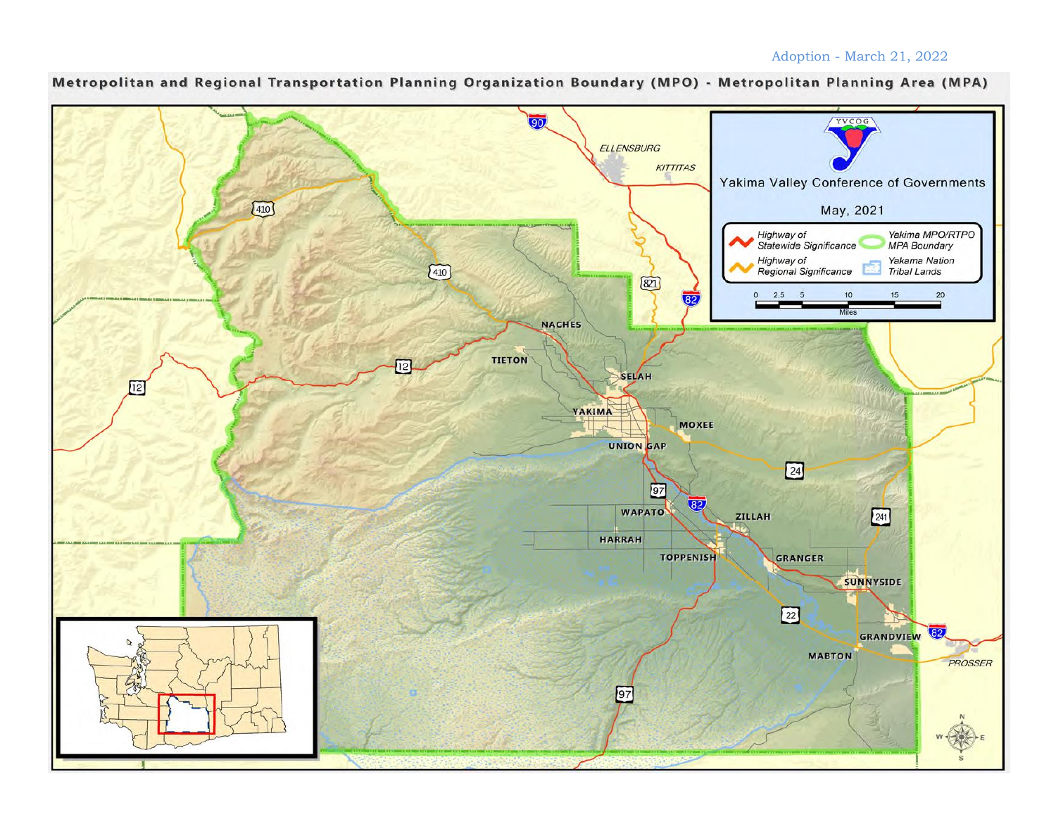Adoption - March 21, 2022

## Metropolitan and Regional Transportation Planning Organization Boundary (MPO) - Metropolitan Planning Area (MPA)

Yakima Valley Conference of Governments

May, 2021

Highway of Statewide Significance

Highway of Regional Significance

Yakima MPO/RTPO MPA Boundary

Yakama Nation Tribal Lands

0 2.5 5 10 15 20

Miles

ELLENSBURG

KITTITAS

NACHES

TIETON

SELAH

YAKIMA

MOXEE

UNION GAP

WAPATO

ZILLAH

HARRAH

TOPPENISH

GRANGER

SUNNYSIDE

GRANDVIEW

MABTON

PROSSER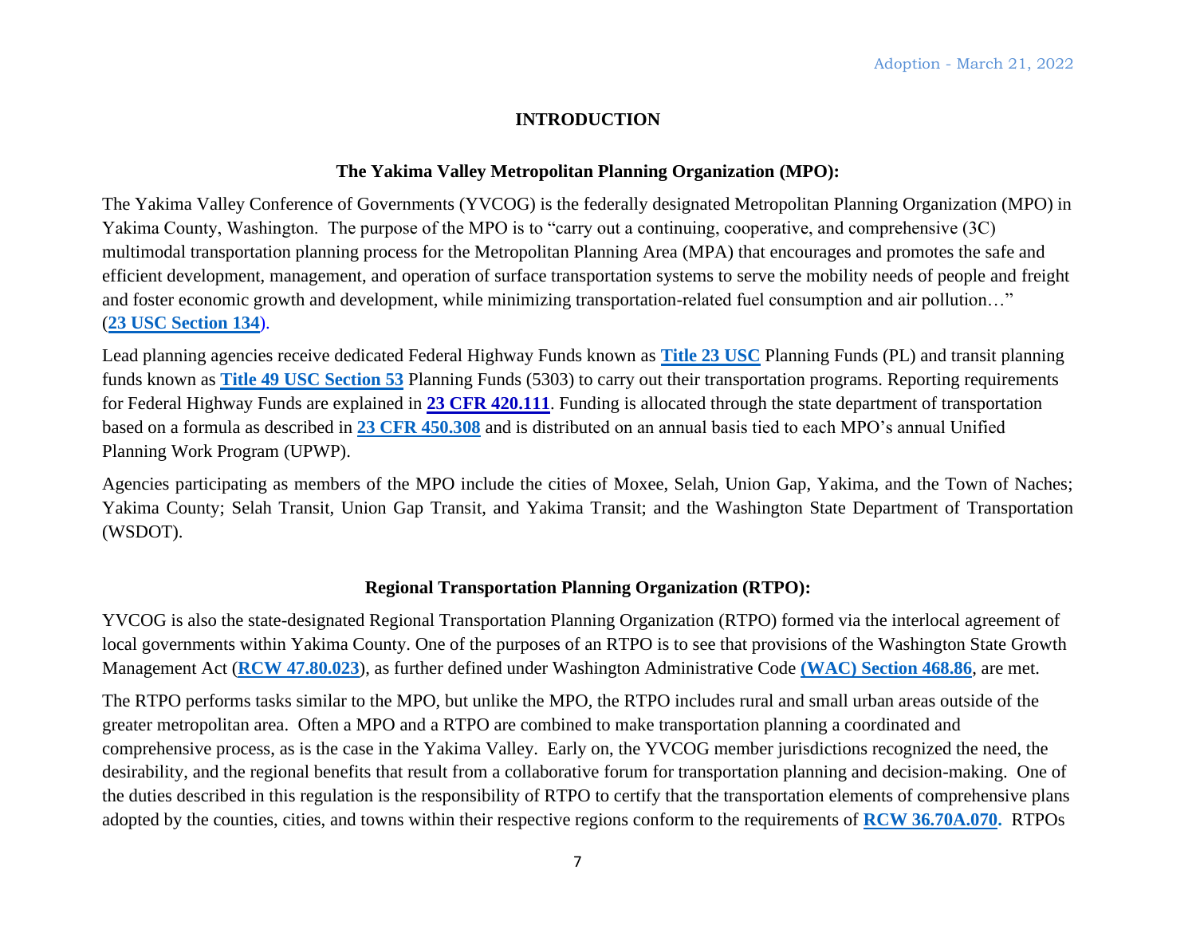# INTRODUCTION

## The Yakima Valley Metropolitan Planning Organization (MPO):

The Yakima Valley Conference of Governments (YVCOG) is the federally designated Metropolitan Planning Organization (MPO) in Yakima County, Washington. The purpose of the MPO is to "carry out a continuing, cooperative, and comprehensive (3C) multimodal transportation planning process for the Metropolitan Planning Area (MPA) that encourages and promotes the safe and efficient development, management, and operation of surface transportation systems to serve the mobility needs of people and freight and foster economic growth and development, while minimizing transportation-related fuel consumption and air pollution…" (**23 USC Section 134**).

Lead planning agencies receive dedicated Federal Highway Funds known as **Title 23 USC** Planning Funds (PL) and transit planning funds known as **Title 49 USC Section 53** Planning Funds (5303) to carry out their transportation programs. Reporting requirements for Federal Highway Funds are explained in **23 CFR 420.111**. Funding is allocated through the state department of transportation based on a formula as described in **23 CFR 450.308** and is distributed on an annual basis tied to each MPO's annual Unified Planning Work Program (UPWP).

Agencies participating as members of the MPO include the cities of Moxee, Selah, Union Gap, Yakima, and the Town of Naches; Yakima County; Selah Transit, Union Gap Transit, and Yakima Transit; and the Washington State Department of Transportation (WSDOT).

## Regional Transportation Planning Organization (RTPO):

YVCOG is also the state-designated Regional Transportation Planning Organization (RTPO) formed via the interlocal agreement of local governments within Yakima County. One of the purposes of an RTPO is to see that provisions of the Washington State Growth Management Act (**RCW 47.80.023**), as further defined under Washington Administrative Code **(WAC) Section 468.86**, are met.

The RTPO performs tasks similar to the MPO, but unlike the MPO, the RTPO includes rural and small urban areas outside of the greater metropolitan area. Often a MPO and a RTPO are combined to make transportation planning a coordinated and comprehensive process, as is the case in the Yakima Valley. Early on, the YVCOG member jurisdictions recognized the need, the desirability, and the regional benefits that result from a collaborative forum for transportation planning and decision-making. One of the duties described in this regulation is the responsibility of RTPO to certify that the transportation elements of comprehensive plans adopted by the counties, cities, and towns within their respective regions conform to the requirements of **RCW 36.70A.070.** RTPOs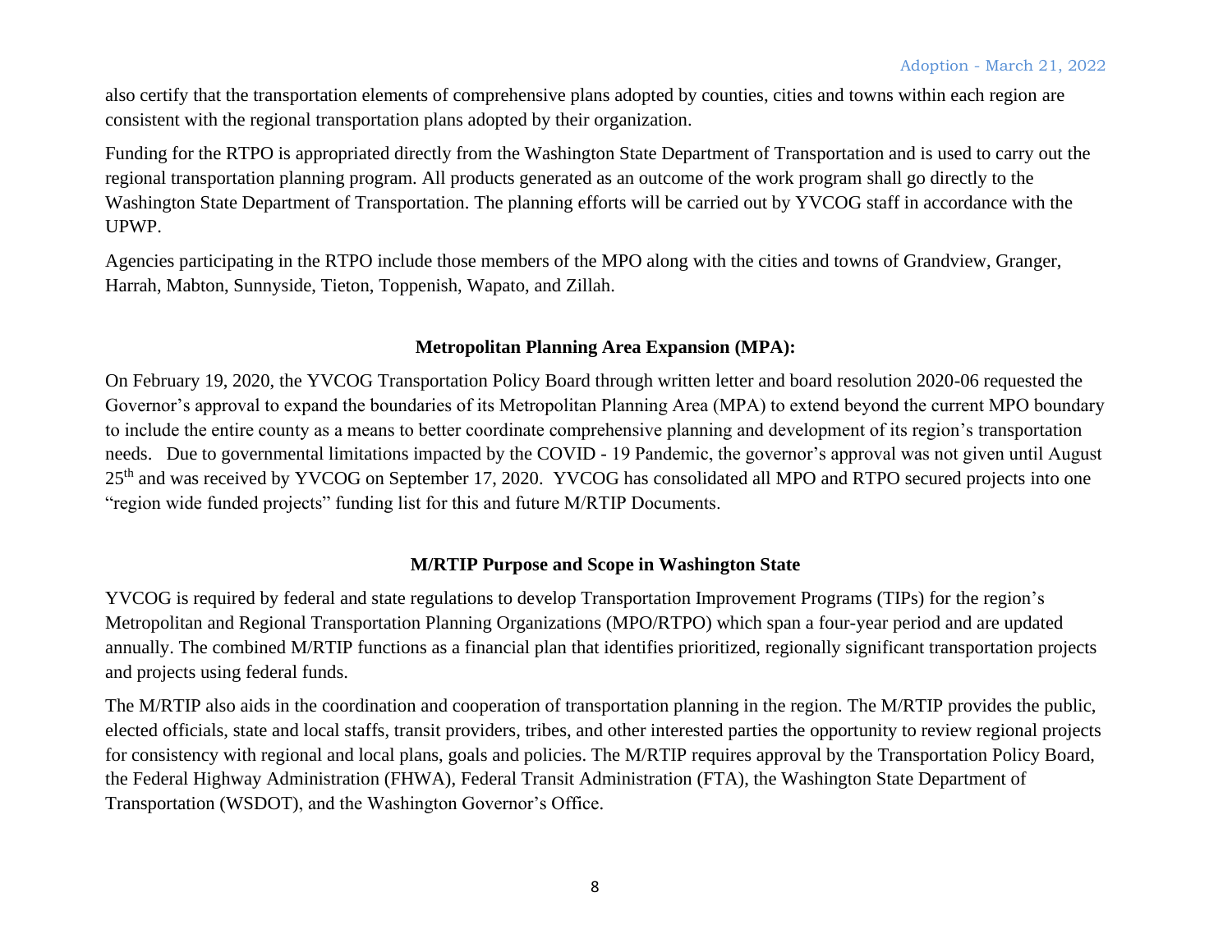also certify that the transportation elements of comprehensive plans adopted by counties, cities and towns within each region are consistent with the regional transportation plans adopted by their organization.

Funding for the RTPO is appropriated directly from the Washington State Department of Transportation and is used to carry out the regional transportation planning program. All products generated as an outcome of the work program shall go directly to the Washington State Department of Transportation. The planning efforts will be carried out by YVCOG staff in accordance with the UPWP.

Agencies participating in the RTPO include those members of the MPO along with the cities and towns of Grandview, Granger, Harrah, Mabton, Sunnyside, Tieton, Toppenish, Wapato, and Zillah.

## Metropolitan Planning Area Expansion (MPA):

On February 19, 2020, the YVCOG Transportation Policy Board through written letter and board resolution 2020-06 requested the Governor's approval to expand the boundaries of its Metropolitan Planning Area (MPA) to extend beyond the current MPO boundary to include the entire county as a means to better coordinate comprehensive planning and development of its region's transportation needs. Due to governmental limitations impacted by the COVID - 19 Pandemic, the governor's approval was not given until August 25th and was received by YVCOG on September 17, 2020. YVCOG has consolidated all MPO and RTPO secured projects into one "region wide funded projects" funding list for this and future M/RTIP Documents.

## M/RTIP Purpose and Scope in Washington State

YVCOG is required by federal and state regulations to develop Transportation Improvement Programs (TIPs) for the region's Metropolitan and Regional Transportation Planning Organizations (MPO/RTPO) which span a four-year period and are updated annually. The combined M/RTIP functions as a financial plan that identifies prioritized, regionally significant transportation projects and projects using federal funds.

The M/RTIP also aids in the coordination and cooperation of transportation planning in the region. The M/RTIP provides the public, elected officials, state and local staffs, transit providers, tribes, and other interested parties the opportunity to review regional projects for consistency with regional and local plans, goals and policies. The M/RTIP requires approval by the Transportation Policy Board, the Federal Highway Administration (FHWA), Federal Transit Administration (FTA), the Washington State Department of Transportation (WSDOT), and the Washington Governor's Office.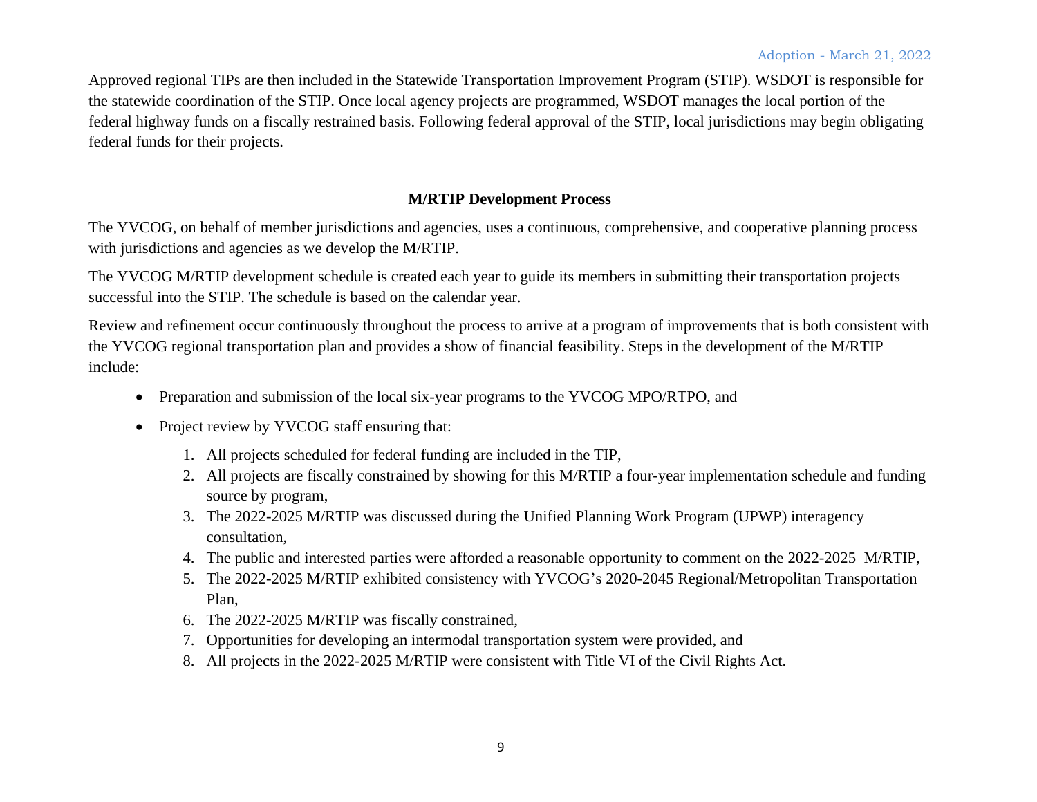Approved regional TIPs are then included in the Statewide Transportation Improvement Program (STIP). WSDOT is responsible for the statewide coordination of the STIP. Once local agency projects are programmed, WSDOT manages the local portion of the federal highway funds on a fiscally restrained basis. Following federal approval of the STIP, local jurisdictions may begin obligating federal funds for their projects.

## M/RTIP Development Process

The YVCOG, on behalf of member jurisdictions and agencies, uses a continuous, comprehensive, and cooperative planning process with jurisdictions and agencies as we develop the M/RTIP.

The YVCOG M/RTIP development schedule is created each year to guide its members in submitting their transportation projects successful into the STIP. The schedule is based on the calendar year.

Review and refinement occur continuously throughout the process to arrive at a program of improvements that is both consistent with the YVCOG regional transportation plan and provides a show of financial feasibility. Steps in the development of the M/RTIP include:

- Preparation and submission of the local six-year programs to the YVCOG MPO/RTPO, and
- Project review by YVCOG staff ensuring that:
  1. All projects scheduled for federal funding are included in the TIP,
  2. All projects are fiscally constrained by showing for this M/RTIP a four-year implementation schedule and funding source by program,
  3. The 2022-2025 M/RTIP was discussed during the Unified Planning Work Program (UPWP) interagency consultation,
  4. The public and interested parties were afforded a reasonable opportunity to comment on the 2022-2025 M/RTIP,
  5. The 2022-2025 M/RTIP exhibited consistency with YVCOG's 2020-2045 Regional/Metropolitan Transportation Plan,
  6. The 2022-2025 M/RTIP was fiscally constrained,
  7. Opportunities for developing an intermodal transportation system were provided, and
  8. All projects in the 2022-2025 M/RTIP were consistent with Title VI of the Civil Rights Act.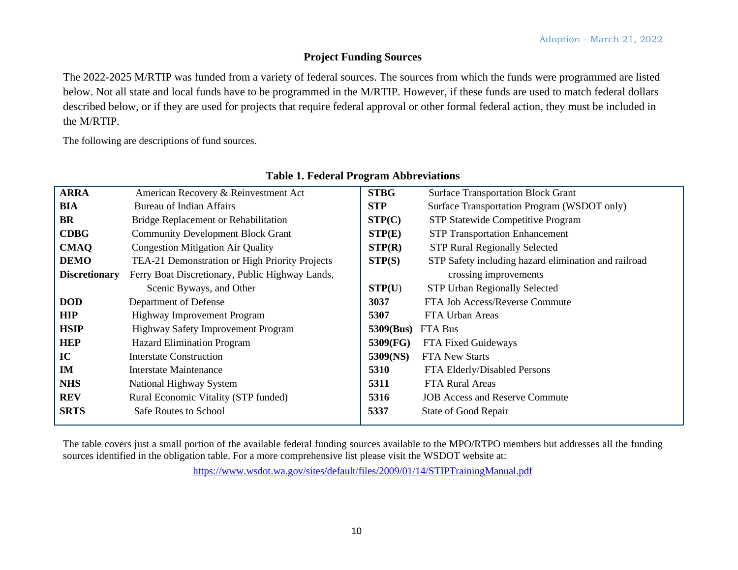## Project Funding Sources

The 2022-2025 M/RTIP was funded from a variety of federal sources. The sources from which the funds were programmed are listed below. Not all state and local funds have to be programmed in the M/RTIP. However, if these funds are used to match federal dollars described below, or if they are used for projects that require federal approval or other formal federal action, they must be included in the M/RTIP.

The following are descriptions of fund sources.

**Table 1. Federal Program Abbreviations**

| Abbreviation | Program | Abbreviation | Program |
|---|---|---|---|
| **ARRA** | American Recovery & Reinvestment Act | **STBG** | Surface Transportation Block Grant |
| **BIA** | Bureau of Indian Affairs | **STP** | Surface Transportation Program (WSDOT only) |
| **BR** | Bridge Replacement or Rehabilitation | **STP(C)** | STP Statewide Competitive Program |
| **CDBG** | Community Development Block Grant | **STP(E)** | STP Transportation Enhancement |
| **CMAQ** | Congestion Mitigation Air Quality | **STP(R)** | STP Rural Regionally Selected |
| **DEMO** | TEA-21 Demonstration or High Priority Projects | **STP(S)** | STP Safety including hazard elimination and railroad crossing improvements |
| **Discretionary** | Ferry Boat Discretionary, Public Highway Lands, Scenic Byways, and Other | **STP(U)** | STP Urban Regionally Selected |
| **DOD** | Department of Defense | **3037** | FTA Job Access/Reverse Commute |
| **HIP** | Highway Improvement Program | **5307** | FTA Urban Areas |
| **HSIP** | Highway Safety Improvement Program | **5309(Bus)** | FTA Bus |
| **HEP** | Hazard Elimination Program | **5309(FG)** | FTA Fixed Guideways |
| **IC** | Interstate Construction | **5309(NS)** | FTA New Starts |
| **IM** | Interstate Maintenance | **5310** | FTA Elderly/Disabled Persons |
| **NHS** | National Highway System | **5311** | FTA Rural Areas |
| **REV** | Rural Economic Vitality (STP funded) | **5316** | JOB Access and Reserve Commute |
| **SRTS** | Safe Routes to School | **5337** | State of Good Repair |

The table covers just a small portion of the available federal funding sources available to the MPO/RTPO members but addresses all the funding sources identified in the obligation table. For a more comprehensive list please visit the WSDOT website at:

https://www.wsdot.wa.gov/sites/default/files/2009/01/14/STIPTrainingManual.pdf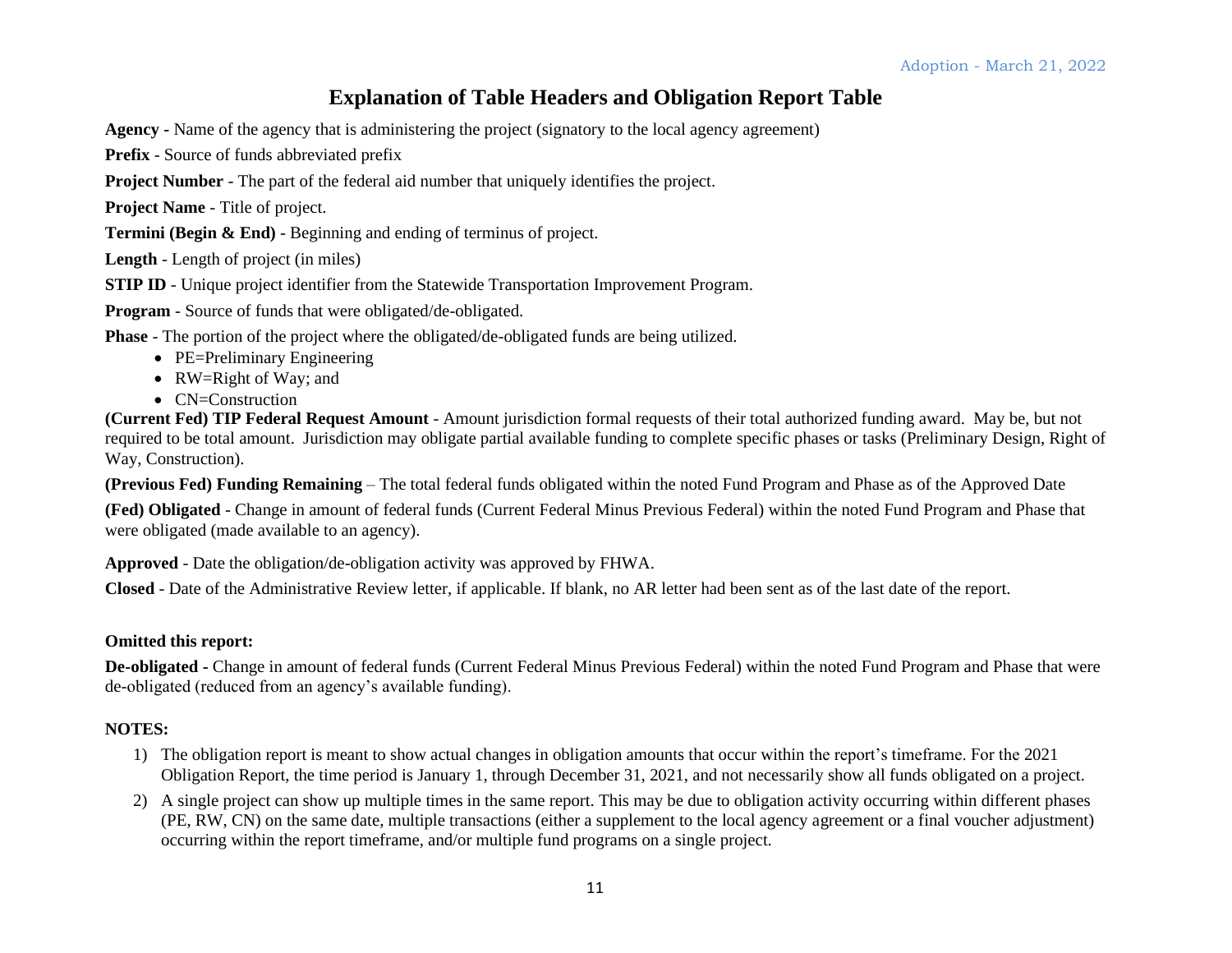# Explanation of Table Headers and Obligation Report Table

**Agency -** Name of the agency that is administering the project (signatory to the local agency agreement)

**Prefix** - Source of funds abbreviated prefix

**Project Number** - The part of the federal aid number that uniquely identifies the project.

**Project Name** - Title of project.

**Termini (Begin & End)** - Beginning and ending of terminus of project.

**Length** - Length of project (in miles)

**STIP ID** - Unique project identifier from the Statewide Transportation Improvement Program.

**Program** - Source of funds that were obligated/de-obligated.

**Phase** - The portion of the project where the obligated/de-obligated funds are being utilized.

- PE=Preliminary Engineering
- RW=Right of Way; and
- CN=Construction

**(Current Fed) TIP Federal Request Amount** - Amount jurisdiction formal requests of their total authorized funding award. May be, but not required to be total amount. Jurisdiction may obligate partial available funding to complete specific phases or tasks (Preliminary Design, Right of Way, Construction).

**(Previous Fed) Funding Remaining** – The total federal funds obligated within the noted Fund Program and Phase as of the Approved Date

**(Fed) Obligated** - Change in amount of federal funds (Current Federal Minus Previous Federal) within the noted Fund Program and Phase that were obligated (made available to an agency).

**Approved** - Date the obligation/de-obligation activity was approved by FHWA.

**Closed** - Date of the Administrative Review letter, if applicable. If blank, no AR letter had been sent as of the last date of the report.

**Omitted this report:**

**De-obligated -** Change in amount of federal funds (Current Federal Minus Previous Federal) within the noted Fund Program and Phase that were de-obligated (reduced from an agency's available funding).

**NOTES:**

1) The obligation report is meant to show actual changes in obligation amounts that occur within the report's timeframe. For the 2021 Obligation Report, the time period is January 1, through December 31, 2021, and not necessarily show all funds obligated on a project.
2) A single project can show up multiple times in the same report. This may be due to obligation activity occurring within different phases (PE, RW, CN) on the same date, multiple transactions (either a supplement to the local agency agreement or a final voucher adjustment) occurring within the report timeframe, and/or multiple fund programs on a single project.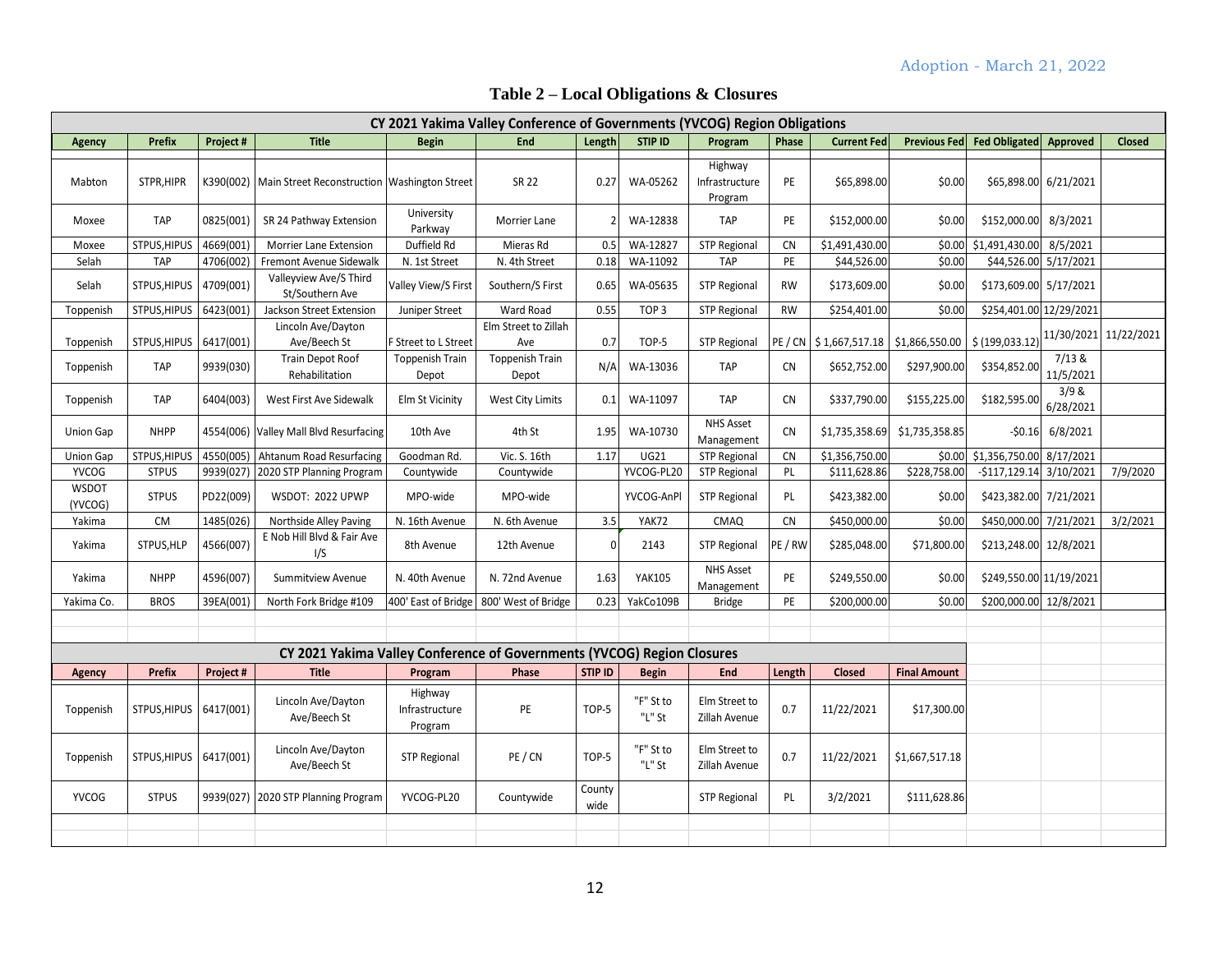Adoption - March 21, 2022

## Table 2 – Local Obligations & Closures

| CY 2021 Yakima Valley Conference of Governments (YVCOG) Region Obligations | | | | | | | | | | | | | | |
|---|---|---|---|---|---|---|---|---|---|---|---|---|---|---|
| **Agency** | **Prefix** | **Project #** | **Title** | **Begin** | **End** | **Length** | **STIP ID** | **Program** | **Phase** | **Current Fed** | **Previous Fed** | **Fed Obligated** | **Approved** | **Closed** |
| Mabton | STPR,HIPR | K390(002) | Main Street Reconstruction | Washington Street | SR 22 | 0.27 | WA-05262 | Highway Infrastructure Program | PE | $65,898.00 | $0.00 | $65,898.00 | 6/21/2021 | |
| Moxee | TAP | 0825(001) | SR 24 Pathway Extension | University Parkway | Morrier Lane | 2 | WA-12838 | TAP | PE | $152,000.00 | $0.00 | $152,000.00 | 8/3/2021 | |
| Moxee | STPUS,HIPUS | 4669(001) | Morrier Lane Extension | Duffield Rd | Mieras Rd | 0.5 | WA-12827 | STP Regional | CN | $1,491,430.00 | $0.00 | $1,491,430.00 | 8/5/2021 | |
| Selah | TAP | 4706(002) | Fremont Avenue Sidewalk | N. 1st Street | N. 4th Street | 0.18 | WA-11092 | TAP | PE | $44,526.00 | $0.00 | $44,526.00 | 5/17/2021 | |
| Selah | STPUS,HIPUS | 4709(001) | Valleyview Ave/S Third St/Southern Ave | Valley View/S First | Southern/S First | 0.65 | WA-05635 | STP Regional | RW | $173,609.00 | $0.00 | $173,609.00 | 5/17/2021 | |
| Toppenish | STPUS,HIPUS | 6423(001) | Jackson Street Extension | Juniper Street | Ward Road | 0.55 | TOP 3 | STP Regional | RW | $254,401.00 | $0.00 | $254,401.00 | 12/29/2021 | |
| Toppenish | STPUS,HIPUS | 6417(001) | Lincoln Ave/Dayton Ave/Beech St | F Street to L Street | Elm Street to Zillah Ave | 0.7 | TOP-5 | STP Regional | PE / CN | $ 1,667,517.18 | $1,866,550.00 | $ (199,033.12) | 11/30/2021 | 11/22/2021 |
| Toppenish | TAP | 9939(030) | Train Depot Roof Rehabilitation | Toppenish Train Depot | Toppenish Train Depot | N/A | WA-13036 | TAP | CN | $652,752.00 | $297,900.00 | $354,852.00 | 7/13 & 11/5/2021 | |
| Toppenish | TAP | 6404(003) | West First Ave Sidewalk | Elm St Vicinity | West City Limits | 0.1 | WA-11097 | TAP | CN | $337,790.00 | $155,225.00 | $182,595.00 | 3/9 & 6/28/2021 | |
| Union Gap | NHPP | 4554(006) | Valley Mall Blvd Resurfacing | 10th Ave | 4th St | 1.95 | WA-10730 | NHS Asset Management | CN | $1,735,358.69 | $1,735,358.85 | -$0.16 | 6/8/2021 | |
| Union Gap | STPUS,HIPUS | 4550(005) | Ahtanum Road Resurfacing | Goodman Rd. | Vic. S. 16th | 1.17 | UG21 | STP Regional | CN | $1,356,750.00 | $0.00 | $1,356,750.00 | 8/17/2021 | |
| YVCOG | STPUS | 9939(027) | 2020 STP Planning Program | Countywide | Countywide | | YVCOG-PL20 | STP Regional | PL | $111,628.86 | $228,758.00 | -$117,129.14 | 3/10/2021 | 7/9/2020 |
| WSDOT (YVCOG) | STPUS | PD22(009) | WSDOT: 2022 UPWP | MPO-wide | MPO-wide | | YVCOG-AnPl | STP Regional | PL | $423,382.00 | $0.00 | $423,382.00 | 7/21/2021 | |
| Yakima | CM | 1485(026) | Northside Alley Paving | N. 16th Avenue | N. 6th Avenue | 3.5 | YAK72 | CMAQ | CN | $450,000.00 | $0.00 | $450,000.00 | 7/21/2021 | 3/2/2021 |
| Yakima | STPUS,HLP | 4566(007) | E Nob Hill Blvd & Fair Ave I/S | 8th Avenue | 12th Avenue | 0 | 2143 | STP Regional | PE / RW | $285,048.00 | $71,800.00 | $213,248.00 | 12/8/2021 | |
| Yakima | NHPP | 4596(007) | Summitview Avenue | N. 40th Avenue | N. 72nd Avenue | 1.63 | YAK105 | NHS Asset Management | PE | $249,550.00 | $0.00 | $249,550.00 | 11/19/2021 | |
| Yakima Co. | BROS | 39EA(001) | North Fork Bridge #109 | 400' East of Bridge | 800' West of Bridge | 0.23 | YakCo109B | Bridge | PE | $200,000.00 | $0.00 | $200,000.00 | 12/8/2021 | |

| CY 2021 Yakima Valley Conference of Governments (YVCOG) Region Closures | | | | | | | | | | | | |
|---|---|---|---|---|---|---|---|---|---|---|---|---|
| **Agency** | **Prefix** | **Project #** | **Title** | **Program** | **Phase** | **STIP ID** | **Begin** | **End** | **Length** | **Closed** | **Final Amount** |
| Toppenish | STPUS,HIPUS | 6417(001) | Lincoln Ave/Dayton Ave/Beech St | Highway Infrastructure Program | PE | TOP-5 | "F" St to "L" St | Elm Street to Zillah Avenue | 0.7 | 11/22/2021 | $17,300.00 |
| Toppenish | STPUS,HIPUS | 6417(001) | Lincoln Ave/Dayton Ave/Beech St | STP Regional | PE / CN | TOP-5 | "F" St to "L" St | Elm Street to Zillah Avenue | 0.7 | 11/22/2021 | $1,667,517.18 |
| YVCOG | STPUS | 9939(027) | 2020 STP Planning Program | YVCOG-PL20 | Countywide | County wide | | STP Regional | PL | 3/2/2021 | $111,628.86 |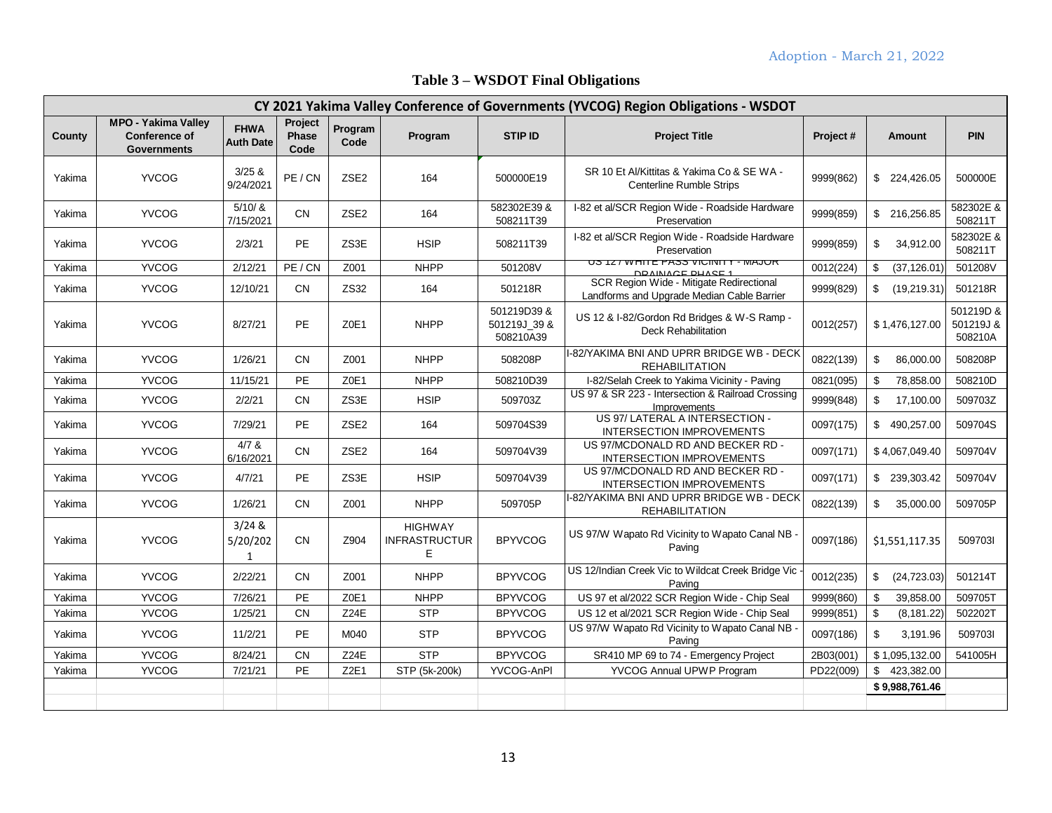Adoption - March 21, 2022

# Table 3 – WSDOT Final Obligations

| CY 2021 Yakima Valley Conference of Governments (YVCOG) Region Obligations - WSDOT | | | | | | | | | | |
|---|---|---|---|---|---|---|---|---|---|---|
| County | MPO - Yakima Valley Conference of Governments | FHWA Auth Date | Project Phase Code | Program Code | Program | STIP ID | Project Title | Project # | Amount | PIN |
| Yakima | YVCOG | 3/25 & 9/24/2021 | PE / CN | ZSE2 | 164 | 500000E19 | SR 10 Et Al/Kittitas & Yakima Co & SE WA - Centerline Rumble Strips | 9999(862) | $ 224,426.05 | 500000E |
| Yakima | YVCOG | 5/10/ & 7/15/2021 | CN | ZSE2 | 164 | 582302E39 & 508211T39 | I-82 et al/SCR Region Wide - Roadside Hardware Preservation | 9999(859) | $ 216,256.85 | 582302E & 508211T |
| Yakima | YVCOG | 2/3/21 | PE | ZS3E | HSIP | 508211T39 | I-82 et al/SCR Region Wide - Roadside Hardware Preservation | 9999(859) | $ 34,912.00 | 582302E & 508211T |
| Yakima | YVCOG | 2/12/21 | PE / CN | Z001 | NHPP | 501208V | US 12 / WHITE PASS VICINITY - MAJOR DRAINAGE PHASE 1 | 0012(224) | $ (37,126.01) | 501208V |
| Yakima | YVCOG | 12/10/21 | CN | ZS32 | 164 | 501218R | SCR Region Wide - Mitigate Redirectional Landforms and Upgrade Median Cable Barrier | 9999(829) | $ (19,219.31) | 501218R |
| Yakima | YVCOG | 8/27/21 | PE | Z0E1 | NHPP | 501219D39 & 501219J_39 & 508210A39 | US 12 & I-82/Gordon Rd Bridges & W-S Ramp - Deck Rehabilitation | 0012(257) | $ 1,476,127.00 | 501219D & 501219J & 508210A |
| Yakima | YVCOG | 1/26/21 | CN | Z001 | NHPP | 508208P | I-82/YAKIMA BNI AND UPRR BRIDGE WB - DECK REHABILITATION | 0822(139) | $ 86,000.00 | 508208P |
| Yakima | YVCOG | 11/15/21 | PE | Z0E1 | NHPP | 508210D39 | I-82/Selah Creek to Yakima Vicinity - Paving | 0821(095) | $ 78,858.00 | 508210D |
| Yakima | YVCOG | 2/2/21 | CN | ZS3E | HSIP | 509703Z | US 97 & SR 223 - Intersection & Railroad Crossing Improvements | 9999(848) | $ 17,100.00 | 509703Z |
| Yakima | YVCOG | 7/29/21 | PE | ZSE2 | 164 | 509704S39 | US 97/ LATERAL A INTERSECTION - INTERSECTION IMPROVEMENTS | 0097(175) | $ 490,257.00 | 509704S |
| Yakima | YVCOG | 4/7 & 6/16/2021 | CN | ZSE2 | 164 | 509704V39 | US 97/MCDONALD RD AND BECKER RD - INTERSECTION IMPROVEMENTS | 0097(171) | $ 4,067,049.40 | 509704V |
| Yakima | YVCOG | 4/7/21 | PE | ZS3E | HSIP | 509704V39 | US 97/MCDONALD RD AND BECKER RD - INTERSECTION IMPROVEMENTS | 0097(171) | $ 239,303.42 | 509704V |
| Yakima | YVCOG | 1/26/21 | CN | Z001 | NHPP | 509705P | I-82/YAKIMA BNI AND UPRR BRIDGE WB - DECK REHABILITATION | 0822(139) | $ 35,000.00 | 509705P |
| Yakima | YVCOG | 3/24 & 5/20/2021 | CN | Z904 | HIGHWAY INFRASTRUCTURE | BPYVCOG | US 97/W Wapato Rd Vicinity to Wapato Canal NB - Paving | 0097(186) | $1,551,117.35 | 509703I |
| Yakima | YVCOG | 2/22/21 | CN | Z001 | NHPP | BPYVCOG | US 12/Indian Creek Vic to Wildcat Creek Bridge Vic - Paving | 0012(235) | $ (24,723.03) | 501214T |
| Yakima | YVCOG | 7/26/21 | PE | Z0E1 | NHPP | BPYVCOG | US 97 et al/2022 SCR Region Wide - Chip Seal | 9999(860) | $ 39,858.00 | 509705T |
| Yakima | YVCOG | 1/25/21 | CN | Z24E | STP | BPYVCOG | US 12 et al/2021 SCR Region Wide - Chip Seal | 9999(851) | $ (8,181.22) | 502202T |
| Yakima | YVCOG | 11/2/21 | PE | M040 | STP | BPYVCOG | US 97/W Wapato Rd Vicinity to Wapato Canal NB - Paving | 0097(186) | $ 3,191.96 | 509703I |
| Yakima | YVCOG | 8/24/21 | CN | Z24E | STP | BPYVCOG | SR410 MP 69 to 74 - Emergency Project | 2B03(001) | $ 1,095,132.00 | 541005H |
| Yakima | YVCOG | 7/21/21 | PE | Z2E1 | STP (5k-200k) | YVCOG-AnPl | YVCOG Annual UPWP Program | PD22(009) | $ 423,382.00 | |
| | | | | | | | | | **$ 9,988,761.46** | |
| | | | | | | | | | | |